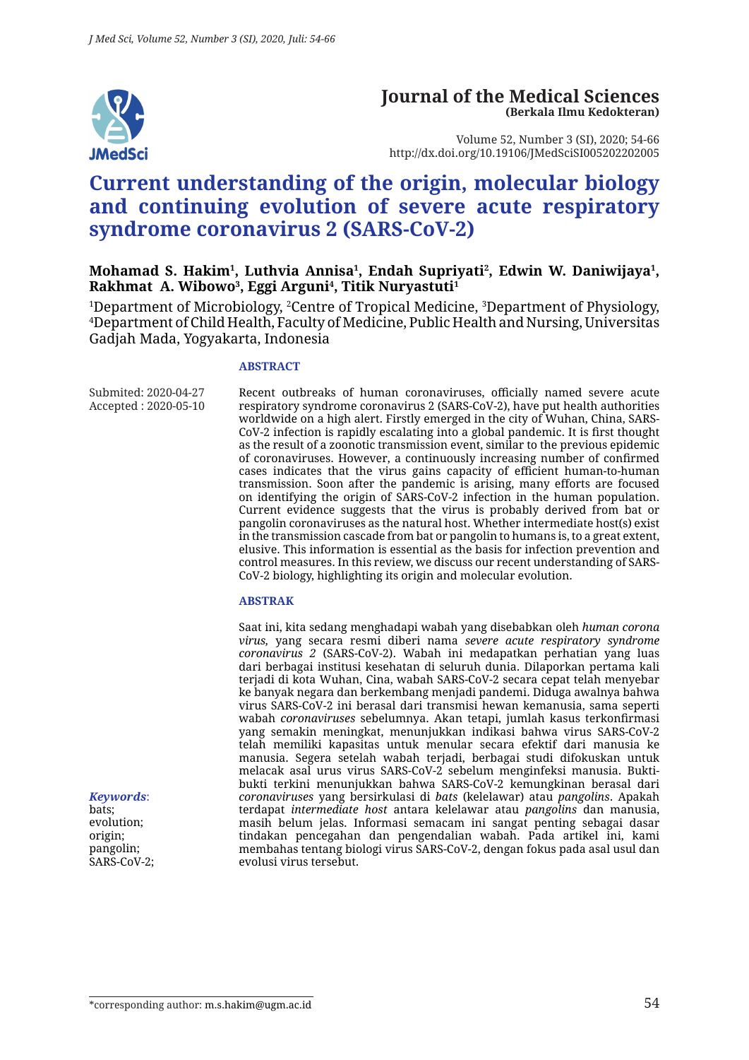# Journal of the Medical Sciences
**(Berkala Ilmu Kedokteran)**

Volume 52, Number 3 (SI), 2020; 54-66
http://dx.doi.org/10.19106/JMedSciSI005202202005

# Current understanding of the origin, molecular biology and continuing evolution of severe acute respiratory syndrome coronavirus 2 (SARS-CoV-2)

**Mohamad S. Hakim[1], Luthvia Annisa[1], Endah Supriyati[2], Edwin W. Daniwijaya[1], Rakhmat A. Wibowo[3], Eggi Arguni[4], Titik Nuryastuti[1]**

[1]Department of Microbiology, [2]Centre of Tropical Medicine, [3]Department of Physiology, [4]Department of Child Health, Faculty of Medicine, Public Health and Nursing, Universitas Gadjah Mada, Yogyakarta, Indonesia

Submited: 2020-04-27
Accepted : 2020-05-10

## ABSTRACT

Recent outbreaks of human coronaviruses, officially named severe acute respiratory syndrome coronavirus 2 (SARS-CoV-2), have put health authorities worldwide on a high alert. Firstly emerged in the city of Wuhan, China, SARS-CoV-2 infection is rapidly escalating into a global pandemic. It is first thought as the result of a zoonotic transmission event, similar to the previous epidemic of coronaviruses. However, a continuously increasing number of confirmed cases indicates that the virus gains capacity of efficient human-to-human transmission. Soon after the pandemic is arising, many efforts are focused on identifying the origin of SARS-CoV-2 infection in the human population. Current evidence suggests that the virus is probably derived from bat or pangolin coronaviruses as the natural host. Whether intermediate host(s) exist in the transmission cascade from bat or pangolin to humans is, to a great extent, elusive. This information is essential as the basis for infection prevention and control measures. In this review, we discuss our recent understanding of SARS-CoV-2 biology, highlighting its origin and molecular evolution.

## ABSTRAK

Saat ini, kita sedang menghadapi wabah yang disebabkan oleh *human corona virus*, yang secara resmi diberi nama *severe acute respiratory syndrome coronavirus 2* (SARS-CoV-2). Wabah ini medapatkan perhatian yang luas dari berbagai institusi kesehatan di seluruh dunia. Dilaporkan pertama kali terjadi di kota Wuhan, Cina, wabah SARS-CoV-2 secara cepat telah menyebar ke banyak negara dan berkembang menjadi pandemi. Diduga awalnya bahwa virus SARS-CoV-2 ini berasal dari transmisi hewan kemanusia, sama seperti wabah *coronaviruses* sebelumnya. Akan tetapi, jumlah kasus terkonfirmasi yang semakin meningkat, menunjukkan indikasi bahwa virus SARS-CoV-2 telah memiliki kapasitas untuk menular secara efektif dari manusia ke manusia. Segera setelah wabah terjadi, berbagai studi difokuskan untuk melacak asal urus virus SARS-CoV-2 sebelum menginfeksi manusia. Bukti-bukti terkini menunjukkan bahwa SARS-CoV-2 kemungkinan berasal dari *coronaviruses* yang bersirkulasi di *bats* (kelelawar) atau *pangolins*. Apakah terdapat *intermediate host* antara kelelawar atau *pangolins* dan manusia, masih belum jelas. Informasi semacam ini sangat penting sebagai dasar tindakan pencegahan dan pengendalian wabah. Pada artikel ini, kami membahas tentang biologi virus SARS-CoV-2, dengan fokus pada asal usul dan evolusi virus tersebut.

***Keywords***:
bats;
evolution;
origin;
pangolin;
SARS-CoV-2;

*corresponding author: m.s.hakim@ugm.ac.id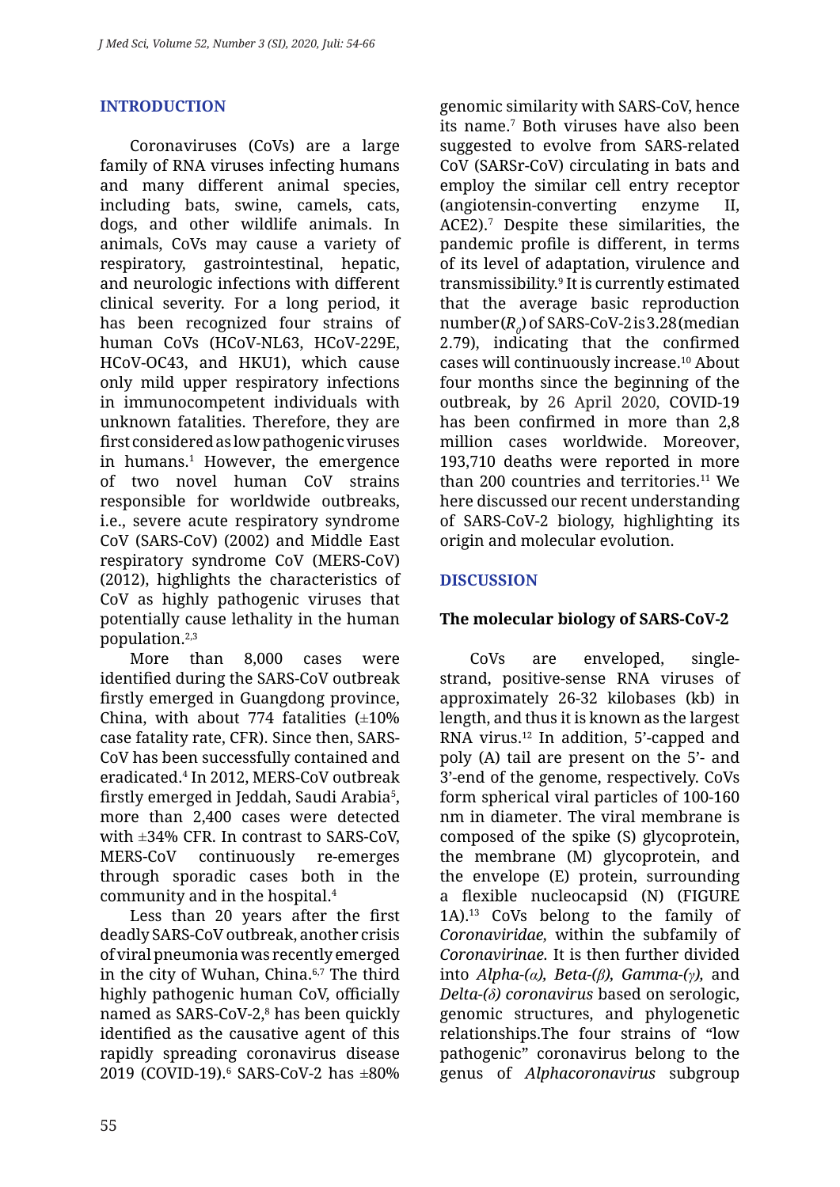## INTRODUCTION

Coronaviruses (CoVs) are a large family of RNA viruses infecting humans and many different animal species, including bats, swine, camels, cats, dogs, and other wildlife animals. In animals, CoVs may cause a variety of respiratory, gastrointestinal, hepatic, and neurologic infections with different clinical severity. For a long period, it has been recognized four strains of human CoVs (HCoV-NL63, HCoV-229E, HCoV-OC43, and HKU1), which cause only mild upper respiratory infections in immunocompetent individuals with unknown fatalities. Therefore, they are first considered as low pathogenic viruses in humans.[1] However, the emergence of two novel human CoV strains responsible for worldwide outbreaks, i.e., severe acute respiratory syndrome CoV (SARS-CoV) (2002) and Middle East respiratory syndrome CoV (MERS-CoV) (2012), highlights the characteristics of CoV as highly pathogenic viruses that potentially cause lethality in the human population.[2,3]

More than 8,000 cases were identified during the SARS-CoV outbreak firstly emerged in Guangdong province, China, with about 774 fatalities (±10% case fatality rate, CFR). Since then, SARS-CoV has been successfully contained and eradicated.[4] In 2012, MERS-CoV outbreak firstly emerged in Jeddah, Saudi Arabia[5], more than 2,400 cases were detected with ±34% CFR. In contrast to SARS-CoV, MERS-CoV continuously re-emerges through sporadic cases both in the community and in the hospital.[4]

Less than 20 years after the first deadly SARS-CoV outbreak, another crisis of viral pneumonia was recently emerged in the city of Wuhan, China.[6,7] The third highly pathogenic human CoV, officially named as SARS-CoV-2,[8] has been quickly identified as the causative agent of this rapidly spreading coronavirus disease 2019 (COVID-19).[6] SARS-CoV-2 has ±80% genomic similarity with SARS-CoV, hence its name.[7] Both viruses have also been suggested to evolve from SARS-related CoV (SARSr-CoV) circulating in bats and employ the similar cell entry receptor (angiotensin-converting enzyme II, ACE2).[7] Despite these similarities, the pandemic profile is different, in terms of its level of adaptation, virulence and transmissibility.[9] It is currently estimated that the average basic reproduction number ($R_0$) of SARS-CoV-2 is 3.28 (median 2.79), indicating that the confirmed cases will continuously increase.[10] About four months since the beginning of the outbreak, by 26 April 2020, COVID-19 has been confirmed in more than 2,8 million cases worldwide. Moreover, 193,710 deaths were reported in more than 200 countries and territories.[11] We here discussed our recent understanding of SARS-CoV-2 biology, highlighting its origin and molecular evolution.

## DISCUSSION

### The molecular biology of SARS-CoV-2

CoVs are enveloped, single-strand, positive-sense RNA viruses of approximately 26-32 kilobases (kb) in length, and thus it is known as the largest RNA virus.[12] In addition, 5'-capped and poly (A) tail are present on the 5'- and 3'-end of the genome, respectively. CoVs form spherical viral particles of 100-160 nm in diameter. The viral membrane is composed of the spike (S) glycoprotein, the membrane (M) glycoprotein, and the envelope (E) protein, surrounding a flexible nucleocapsid (N) (FIGURE 1A).[13] CoVs belong to the family of *Coronaviridae,* within the subfamily of *Coronavirinae.* It is then further divided into *Alpha-(α), Beta-(β), Gamma-(γ),* and *Delta-(δ) coronavirus* based on serologic, genomic structures, and phylogenetic relationships.The four strains of "low pathogenic" coronavirus belong to the genus of *Alphacoronavirus* subgroup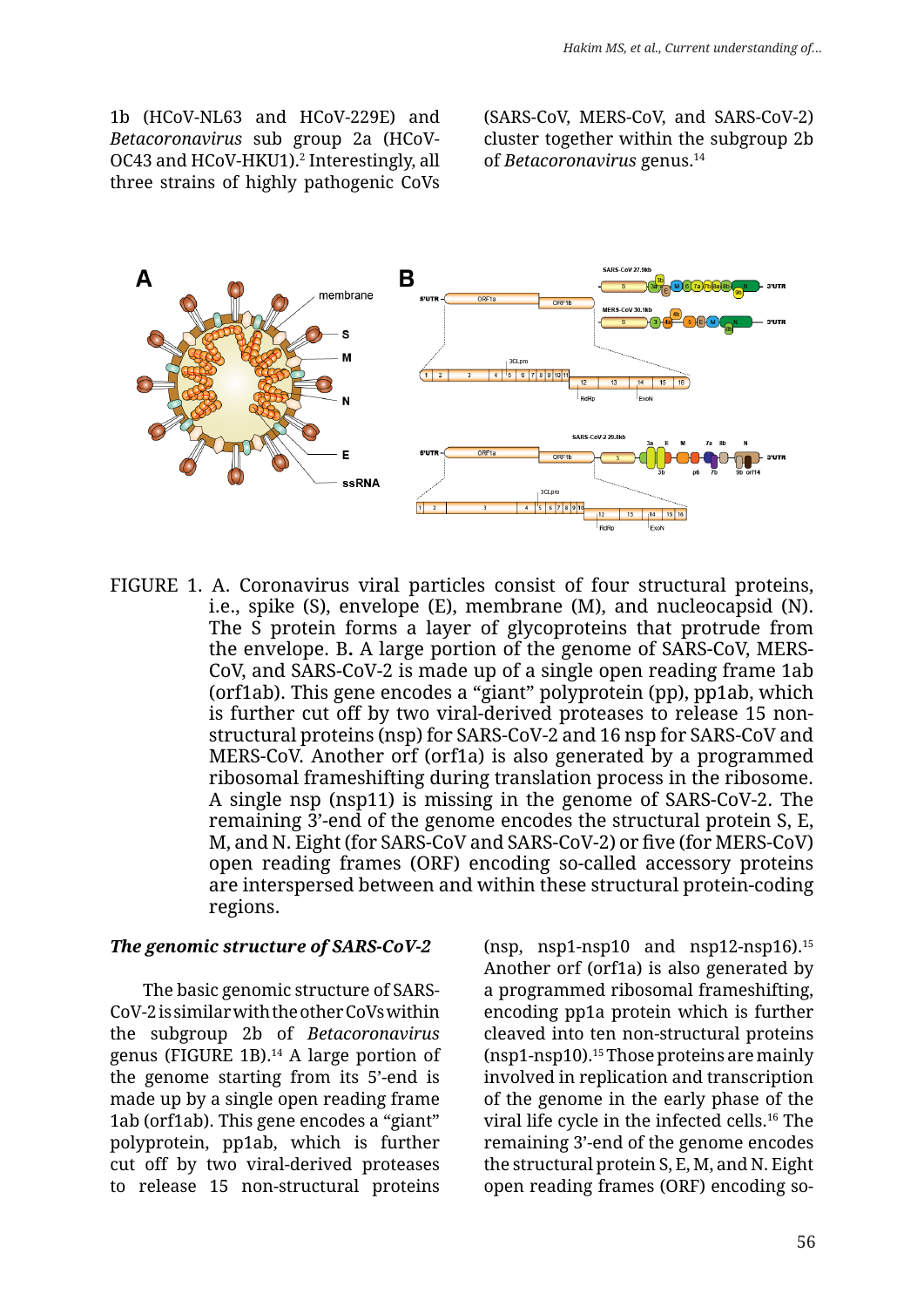1b (HCoV-NL63 and HCoV-229E) and *Betacoronavirus* sub group 2a (HCoV-OC43 and HCoV-HKU1).[2] Interestingly, all three strains of highly pathogenic CoVs (SARS-CoV, MERS-CoV, and SARS-CoV-2) cluster together within the subgroup 2b of *Betacoronavirus* genus.[14]

FIGURE 1. A. Coronavirus viral particles consist of four structural proteins, i.e., spike (S), envelope (E), membrane (M), and nucleocapsid (N). The S protein forms a layer of glycoproteins that protrude from the envelope. B. A large portion of the genome of SARS-CoV, MERS-CoV, and SARS-CoV-2 is made up of a single open reading frame 1ab (orf1ab). This gene encodes a "giant" polyprotein (pp), pp1ab, which is further cut off by two viral-derived proteases to release 15 non-structural proteins (nsp) for SARS-CoV-2 and 16 nsp for SARS-CoV and MERS-CoV. Another orf (orf1a) is also generated by a programmed ribosomal frameshifting during translation process in the ribosome. A single nsp (nsp11) is missing in the genome of SARS-CoV-2. The remaining 3'-end of the genome encodes the structural protein S, E, M, and N. Eight (for SARS-CoV and SARS-CoV-2) or five (for MERS-CoV) open reading frames (ORF) encoding so-called accessory proteins are interspersed between and within these structural protein-coding regions.

### *The genomic structure of SARS-CoV-2*

The basic genomic structure of SARS-CoV-2 is similar with the other CoVs within the subgroup 2b of *Betacoronavirus* genus (FIGURE 1B).[14] A large portion of the genome starting from its 5'-end is made up by a single open reading frame 1ab (orf1ab). This gene encodes a "giant" polyprotein, pp1ab, which is further cut off by two viral-derived proteases to release 15 non-structural proteins (nsp, nsp1-nsp10 and nsp12-nsp16).[15] Another orf (orf1a) is also generated by a programmed ribosomal frameshifting, encoding pp1a protein which is further cleaved into ten non-structural proteins (nsp1-nsp10).[15] Those proteins are mainly involved in replication and transcription of the genome in the early phase of the viral life cycle in the infected cells.[16] The remaining 3'-end of the genome encodes the structural protein S, E, M, and N. Eight open reading frames (ORF) encoding so-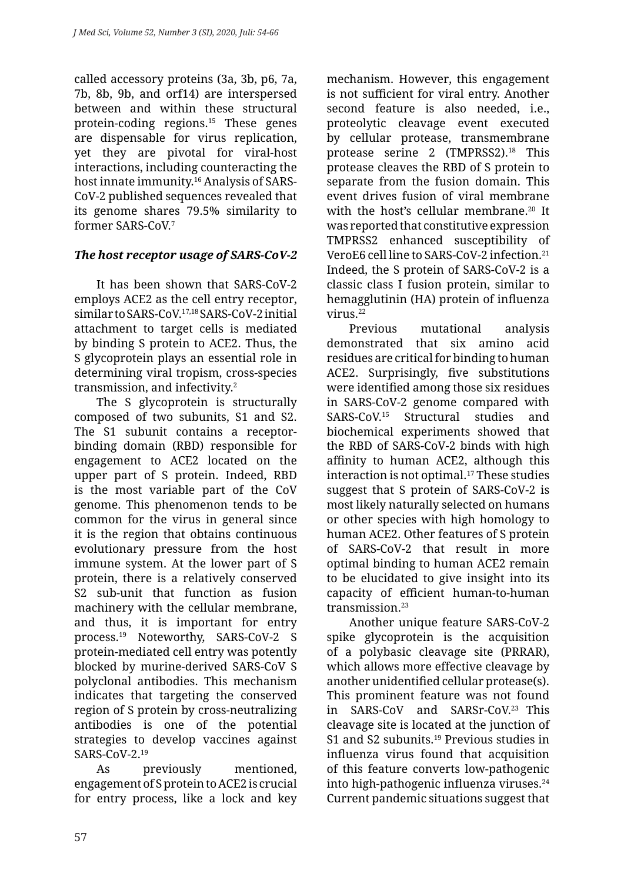called accessory proteins (3a, 3b, p6, 7a, 7b, 8b, 9b, and orf14) are interspersed between and within these structural protein-coding regions.[15] These genes are dispensable for virus replication, yet they are pivotal for viral-host interactions, including counteracting the host innate immunity.[16] Analysis of SARS-CoV-2 published sequences revealed that its genome shares 79.5% similarity to former SARS-CoV.[7]

### *The host receptor usage of SARS-CoV-2*

It has been shown that SARS-CoV-2 employs ACE2 as the cell entry receptor, similar to SARS-CoV.[17,18] SARS-CoV-2 initial attachment to target cells is mediated by binding S protein to ACE2. Thus, the S glycoprotein plays an essential role in determining viral tropism, cross-species transmission, and infectivity.[2]

The S glycoprotein is structurally composed of two subunits, S1 and S2. The S1 subunit contains a receptor-binding domain (RBD) responsible for engagement to ACE2 located on the upper part of S protein. Indeed, RBD is the most variable part of the CoV genome. This phenomenon tends to be common for the virus in general since it is the region that obtains continuous evolutionary pressure from the host immune system. At the lower part of S protein, there is a relatively conserved S2 sub-unit that function as fusion machinery with the cellular membrane, and thus, it is important for entry process.[19] Noteworthy, SARS-CoV-2 S protein-mediated cell entry was potently blocked by murine-derived SARS-CoV S polyclonal antibodies. This mechanism indicates that targeting the conserved region of S protein by cross-neutralizing antibodies is one of the potential strategies to develop vaccines against SARS-CoV-2.[19]

As previously mentioned, engagement of S protein to ACE2 is crucial for entry process, like a lock and key mechanism. However, this engagement is not sufficient for viral entry. Another second feature is also needed, i.e., proteolytic cleavage event executed by cellular protease, transmembrane protease serine 2 (TMPRSS2).[18] This protease cleaves the RBD of S protein to separate from the fusion domain. This event drives fusion of viral membrane with the host's cellular membrane.[20] It was reported that constitutive expression TMPRSS2 enhanced susceptibility of VeroE6 cell line to SARS-CoV-2 infection.[21] Indeed, the S protein of SARS-CoV-2 is a classic class I fusion protein, similar to hemagglutinin (HA) protein of influenza virus.[22]

Previous mutational analysis demonstrated that six amino acid residues are critical for binding to human ACE2. Surprisingly, five substitutions were identified among those six residues in SARS-CoV-2 genome compared with SARS-CoV.[15] Structural studies and biochemical experiments showed that the RBD of SARS-CoV-2 binds with high affinity to human ACE2, although this interaction is not optimal.[17] These studies suggest that S protein of SARS-CoV-2 is most likely naturally selected on humans or other species with high homology to human ACE2. Other features of S protein of SARS-CoV-2 that result in more optimal binding to human ACE2 remain to be elucidated to give insight into its capacity of efficient human-to-human transmission.[23]

Another unique feature SARS-CoV-2 spike glycoprotein is the acquisition of a polybasic cleavage site (PRRAR), which allows more effective cleavage by another unidentified cellular protease(s). This prominent feature was not found in SARS-CoV and SARSr-CoV.[23] This cleavage site is located at the junction of S1 and S2 subunits.[19] Previous studies in influenza virus found that acquisition of this feature converts low-pathogenic into high-pathogenic influenza viruses.[24] Current pandemic situations suggest that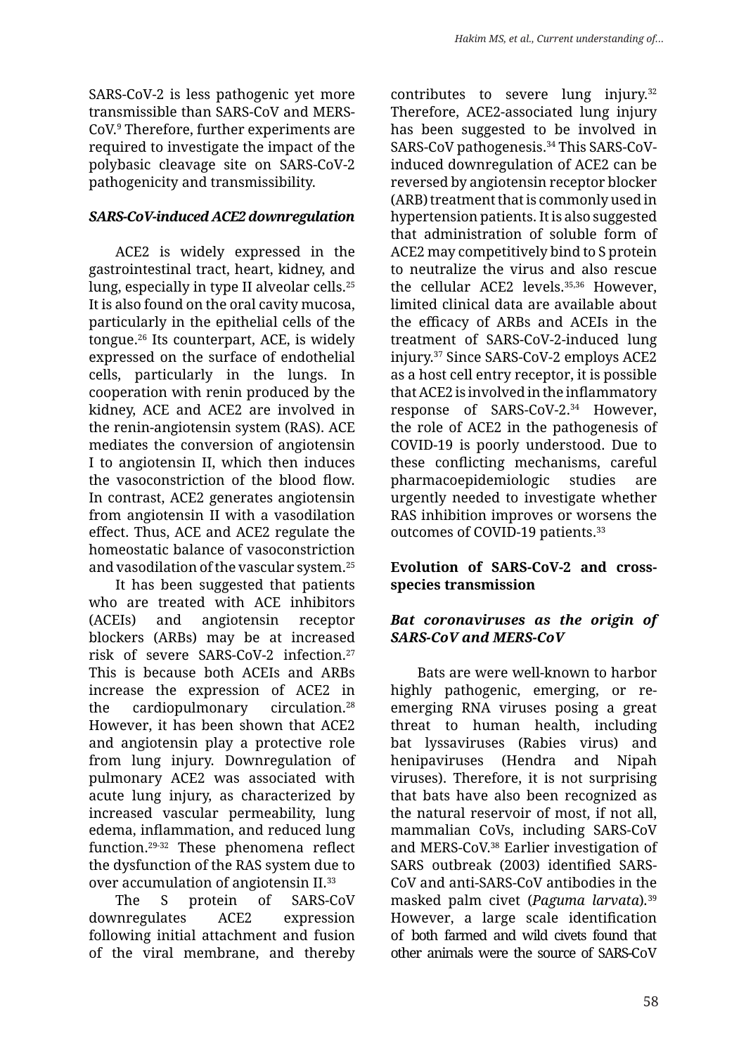SARS-CoV-2 is less pathogenic yet more transmissible than SARS-CoV and MERS-CoV.[9] Therefore, further experiments are required to investigate the impact of the polybasic cleavage site on SARS-CoV-2 pathogenicity and transmissibility.

### *SARS-CoV-induced ACE2 downregulation*

ACE2 is widely expressed in the gastrointestinal tract, heart, kidney, and lung, especially in type II alveolar cells.[25] It is also found on the oral cavity mucosa, particularly in the epithelial cells of the tongue.[26] Its counterpart, ACE, is widely expressed on the surface of endothelial cells, particularly in the lungs. In cooperation with renin produced by the kidney, ACE and ACE2 are involved in the renin-angiotensin system (RAS). ACE mediates the conversion of angiotensin I to angiotensin II, which then induces the vasoconstriction of the blood flow. In contrast, ACE2 generates angiotensin from angiotensin II with a vasodilation effect. Thus, ACE and ACE2 regulate the homeostatic balance of vasoconstriction and vasodilation of the vascular system.[25]

It has been suggested that patients who are treated with ACE inhibitors (ACEIs) and angiotensin receptor blockers (ARBs) may be at increased risk of severe SARS-CoV-2 infection.[27] This is because both ACEIs and ARBs increase the expression of ACE2 in the cardiopulmonary circulation.[28] However, it has been shown that ACE2 and angiotensin play a protective role from lung injury. Downregulation of pulmonary ACE2 was associated with acute lung injury, as characterized by increased vascular permeability, lung edema, inflammation, and reduced lung function.[29-32] These phenomena reflect the dysfunction of the RAS system due to over accumulation of angiotensin II.[33]

The S protein of SARS-CoV downregulates ACE2 expression following initial attachment and fusion of the viral membrane, and thereby contributes to severe lung injury.[32] Therefore, ACE2-associated lung injury has been suggested to be involved in SARS-CoV pathogenesis.[34] This SARS-CoV-induced downregulation of ACE2 can be reversed by angiotensin receptor blocker (ARB) treatment that is commonly used in hypertension patients. It is also suggested that administration of soluble form of ACE2 may competitively bind to S protein to neutralize the virus and also rescue the cellular ACE2 levels.[35,36] However, limited clinical data are available about the efficacy of ARBs and ACEIs in the treatment of SARS-CoV-2-induced lung injury.[37] Since SARS-CoV-2 employs ACE2 as a host cell entry receptor, it is possible that ACE2 is involved in the inflammatory response of SARS-CoV-2.[34] However, the role of ACE2 in the pathogenesis of COVID-19 is poorly understood. Due to these conflicting mechanisms, careful pharmacoepidemiologic studies are urgently needed to investigate whether RAS inhibition improves or worsens the outcomes of COVID-19 patients.[33]

## Evolution of SARS-CoV-2 and cross-species transmission

### *Bat coronaviruses as the origin of SARS-CoV and MERS-CoV*

Bats are were well-known to harbor highly pathogenic, emerging, or re-emerging RNA viruses posing a great threat to human health, including bat lyssaviruses (Rabies virus) and henipaviruses (Hendra and Nipah viruses). Therefore, it is not surprising that bats have also been recognized as the natural reservoir of most, if not all, mammalian CoVs, including SARS-CoV and MERS-CoV.[38] Earlier investigation of SARS outbreak (2003) identified SARS-CoV and anti-SARS-CoV antibodies in the masked palm civet (*Paguma larvata*).[39] However, a large scale identification of both farmed and wild civets found that other animals were the source of SARS-CoV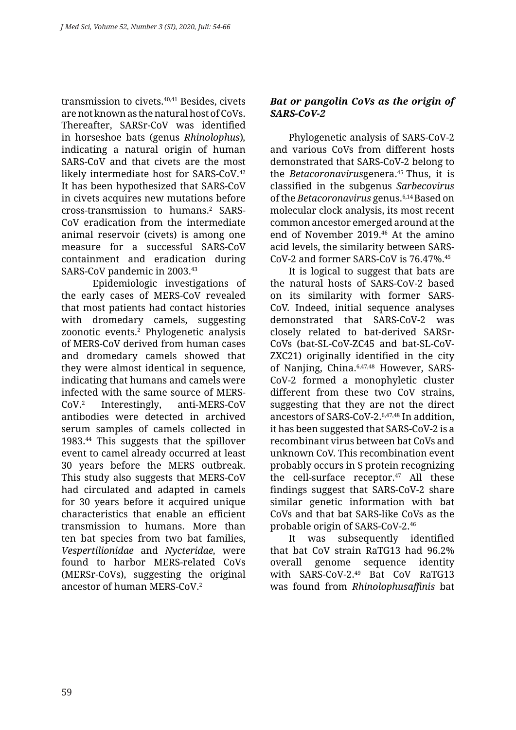transmission to civets.[40,41] Besides, civets are not known as the natural host of CoVs. Thereafter, SARSr-CoV was identified in horseshoe bats (genus *Rhinolophus*), indicating a natural origin of human SARS-CoV and that civets are the most likely intermediate host for SARS-CoV.[42] It has been hypothesized that SARS-CoV in civets acquires new mutations before cross-transmission to humans.[2] SARS-CoV eradication from the intermediate animal reservoir (civets) is among one measure for a successful SARS-CoV containment and eradication during SARS-CoV pandemic in 2003.[43]

Epidemiologic investigations of the early cases of MERS-CoV revealed that most patients had contact histories with dromedary camels, suggesting zoonotic events.[2] Phylogenetic analysis of MERS-CoV derived from human cases and dromedary camels showed that they were almost identical in sequence, indicating that humans and camels were infected with the same source of MERS-CoV.[2] Interestingly, anti-MERS-CoV antibodies were detected in archived serum samples of camels collected in 1983.[44] This suggests that the spillover event to camel already occurred at least 30 years before the MERS outbreak. This study also suggests that MERS-CoV had circulated and adapted in camels for 30 years before it acquired unique characteristics that enable an efficient transmission to humans. More than ten bat species from two bat families, *Vespertilionidae* and *Nycteridae,* were found to harbor MERS-related CoVs (MERSr-CoVs), suggesting the original ancestor of human MERS-CoV.[2]

### *Bat or pangolin CoVs as the origin of SARS-CoV-2*

Phylogenetic analysis of SARS-CoV-2 and various CoVs from different hosts demonstrated that SARS-CoV-2 belong to the *Betacoronavirus*genera.[45] Thus, it is classified in the subgenus *Sarbecovirus* of the *Betacoronavirus* genus.[6,14] Based on molecular clock analysis, its most recent common ancestor emerged around at the end of November 2019.[46] At the amino acid levels, the similarity between SARS-CoV-2 and former SARS-CoV is 76.47%.[45]

It is logical to suggest that bats are the natural hosts of SARS-CoV-2 based on its similarity with former SARS-CoV. Indeed, initial sequence analyses demonstrated that SARS-CoV-2 was closely related to bat-derived SARSr-CoVs (bat-SL-CoV-ZC45 and bat-SL-CoV-ZXC21) originally identified in the city of Nanjing, China.[6,47,48] However, SARS-CoV-2 formed a monophyletic cluster different from these two CoV strains, suggesting that they are not the direct ancestors of SARS-CoV-2.[6,47,48] In addition, it has been suggested that SARS-CoV-2 is a recombinant virus between bat CoVs and unknown CoV. This recombination event probably occurs in S protein recognizing the cell-surface receptor.[47] All these findings suggest that SARS-CoV-2 share similar genetic information with bat CoVs and that bat SARS-like CoVs as the probable origin of SARS-CoV-2.[46]

It was subsequently identified that bat CoV strain RaTG13 had 96.2% overall genome sequence identity with SARS-CoV-2.[49] Bat CoV RaTG13 was found from *Rhinolophusaffinis* bat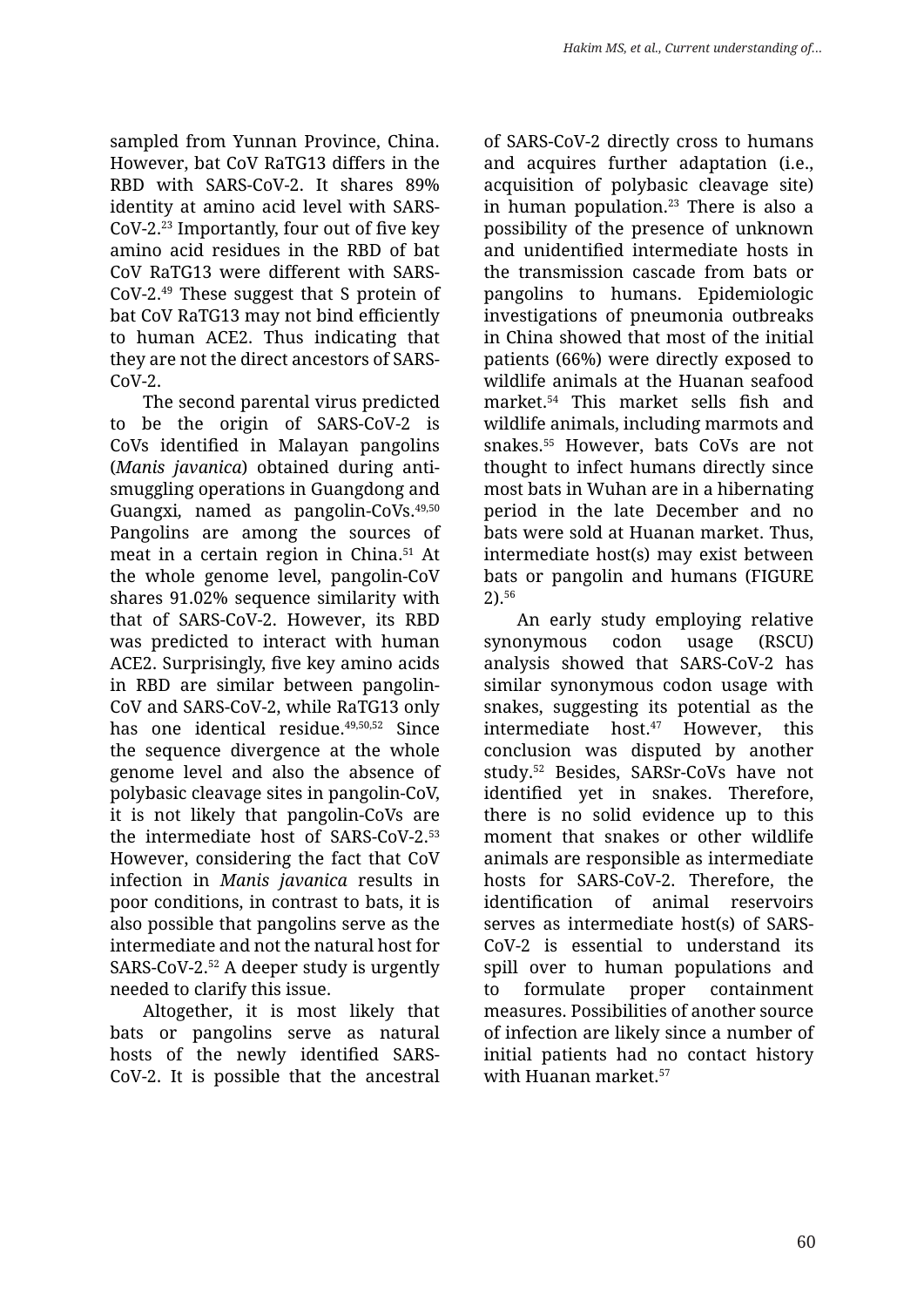sampled from Yunnan Province, China. However, bat CoV RaTG13 differs in the RBD with SARS-CoV-2. It shares 89% identity at amino acid level with SARS-CoV-2.[23] Importantly, four out of five key amino acid residues in the RBD of bat CoV RaTG13 were different with SARS-CoV-2.[49] These suggest that S protein of bat CoV RaTG13 may not bind efficiently to human ACE2. Thus indicating that they are not the direct ancestors of SARS-CoV-2.

The second parental virus predicted to be the origin of SARS-CoV-2 is CoVs identified in Malayan pangolins (*Manis javanica*) obtained during anti-smuggling operations in Guangdong and Guangxi, named as pangolin-CoVs.[49,50] Pangolins are among the sources of meat in a certain region in China.[51] At the whole genome level, pangolin-CoV shares 91.02% sequence similarity with that of SARS-CoV-2. However, its RBD was predicted to interact with human ACE2. Surprisingly, five key amino acids in RBD are similar between pangolin-CoV and SARS-CoV-2, while RaTG13 only has one identical residue.[49,50,52] Since the sequence divergence at the whole genome level and also the absence of polybasic cleavage sites in pangolin-CoV, it is not likely that pangolin-CoVs are the intermediate host of SARS-CoV-2.[53] However, considering the fact that CoV infection in *Manis javanica* results in poor conditions, in contrast to bats, it is also possible that pangolins serve as the intermediate and not the natural host for SARS-CoV-2.[52] A deeper study is urgently needed to clarify this issue.

Altogether, it is most likely that bats or pangolins serve as natural hosts of the newly identified SARS-CoV-2. It is possible that the ancestral of SARS-CoV-2 directly cross to humans and acquires further adaptation (i.e., acquisition of polybasic cleavage site) in human population.[23] There is also a possibility of the presence of unknown and unidentified intermediate hosts in the transmission cascade from bats or pangolins to humans. Epidemiologic investigations of pneumonia outbreaks in China showed that most of the initial patients (66%) were directly exposed to wildlife animals at the Huanan seafood market.[54] This market sells fish and wildlife animals, including marmots and snakes.[55] However, bats CoVs are not thought to infect humans directly since most bats in Wuhan are in a hibernating period in the late December and no bats were sold at Huanan market. Thus, intermediate host(s) may exist between bats or pangolin and humans (FIGURE 2).[56]

An early study employing relative synonymous codon usage (RSCU) analysis showed that SARS-CoV-2 has similar synonymous codon usage with snakes, suggesting its potential as the intermediate host.[47] However, this conclusion was disputed by another study.[52] Besides, SARSr-CoVs have not identified yet in snakes. Therefore, there is no solid evidence up to this moment that snakes or other wildlife animals are responsible as intermediate hosts for SARS-CoV-2. Therefore, the identification of animal reservoirs serves as intermediate host(s) of SARS-CoV-2 is essential to understand its spill over to human populations and to formulate proper containment measures. Possibilities of another source of infection are likely since a number of initial patients had no contact history with Huanan market.[57]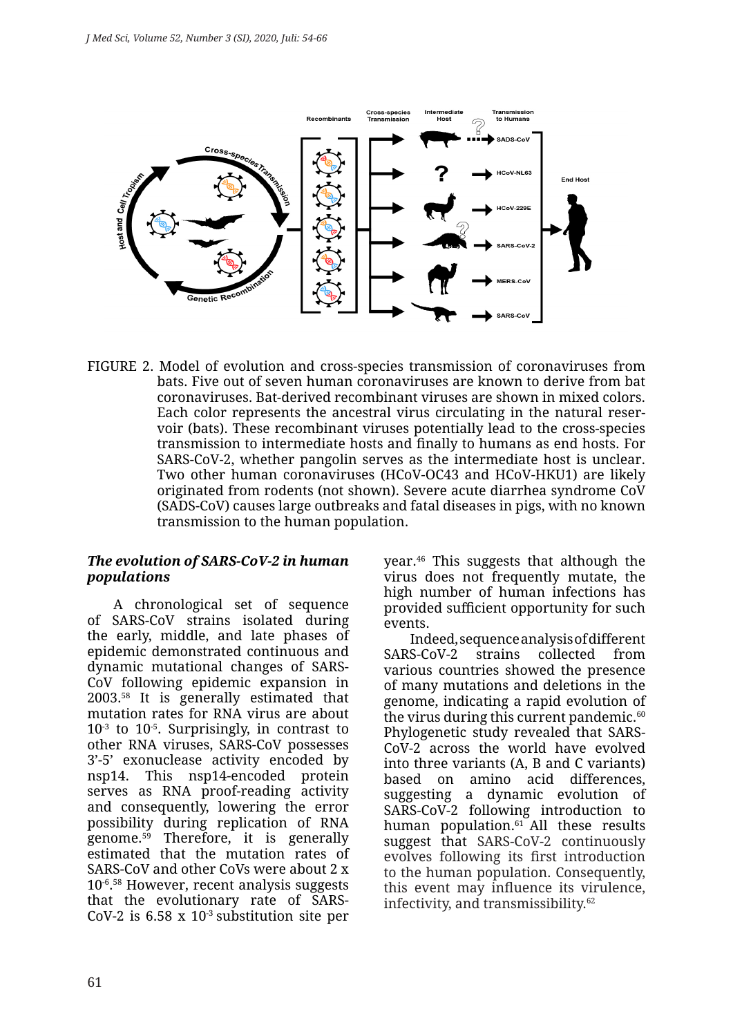FIGURE 2. Model of evolution and cross-species transmission of coronaviruses from bats. Five out of seven human coronaviruses are known to derive from bat coronaviruses. Bat-derived recombinant viruses are shown in mixed colors. Each color represents the ancestral virus circulating in the natural reservoir (bats). These recombinant viruses potentially lead to the cross-species transmission to intermediate hosts and finally to humans as end hosts. For SARS-CoV-2, whether pangolin serves as the intermediate host is unclear. Two other human coronaviruses (HCoV-OC43 and HCoV-HKU1) are likely originated from rodents (not shown). Severe acute diarrhea syndrome CoV (SADS-CoV) causes large outbreaks and fatal diseases in pigs, with no known transmission to the human population.

### *The evolution of SARS-CoV-2 in human populations*

A chronological set of sequence of SARS-CoV strains isolated during the early, middle, and late phases of epidemic demonstrated continuous and dynamic mutational changes of SARS-CoV following epidemic expansion in 2003.[58] It is generally estimated that mutation rates for RNA virus are about $10^{-3}$ to $10^{-5}$. Surprisingly, in contrast to other RNA viruses, SARS-CoV possesses 3'-5' exonuclease activity encoded by nsp14. This nsp14-encoded protein serves as RNA proof-reading activity and consequently, lowering the error possibility during replication of RNA genome.[59] Therefore, it is generally estimated that the mutation rates of SARS-CoV and other CoVs were about $2 \times 10^{-6}$.[58] However, recent analysis suggests that the evolutionary rate of SARS-CoV-2 is $6.58 \times 10^{-3}$ substitution site per year.[46] This suggests that although the virus does not frequently mutate, the high number of human infections has provided sufficient opportunity for such events.

Indeed, sequence analysis of different SARS-CoV-2 strains collected from various countries showed the presence of many mutations and deletions in the genome, indicating a rapid evolution of the virus during this current pandemic.[60] Phylogenetic study revealed that SARS-CoV-2 across the world have evolved into three variants (A, B and C variants) based on amino acid differences, suggesting a dynamic evolution of SARS-CoV-2 following introduction to human population.[61] All these results suggest that SARS-CoV-2 continuously evolves following its first introduction to the human population. Consequently, this event may influence its virulence, infectivity, and transmissibility.[62]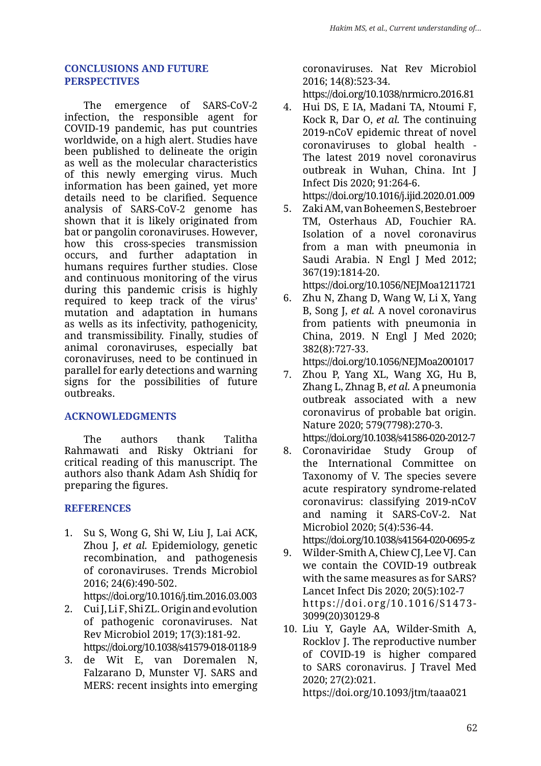## CONCLUSIONS AND FUTURE PERSPECTIVES

The emergence of SARS-CoV-2 infection, the responsible agent for COVID-19 pandemic, has put countries worldwide, on a high alert. Studies have been published to delineate the origin as well as the molecular characteristics of this newly emerging virus. Much information has been gained, yet more details need to be clarified. Sequence analysis of SARS-CoV-2 genome has shown that it is likely originated from bat or pangolin coronaviruses. However, how this cross-species transmission occurs, and further adaptation in humans requires further studies. Close and continuous monitoring of the virus during this pandemic crisis is highly required to keep track of the virus' mutation and adaptation in humans as wells as its infectivity, pathogenicity, and transmissibility. Finally, studies of animal coronaviruses, especially bat coronaviruses, need to be continued in parallel for early detections and warning signs for the possibilities of future outbreaks.

## ACKNOWLEDGMENTS

The authors thank Talitha Rahmawati and Risky Oktriani for critical reading of this manuscript. The authors also thank Adam Ash Shidiq for preparing the figures.

## REFERENCES

1. Su S, Wong G, Shi W, Liu J, Lai ACK, Zhou J, *et al.* Epidemiology, genetic recombination, and pathogenesis of coronaviruses. Trends Microbiol 2016; 24(6):490-502. https://doi.org/10.1016/j.tim.2016.03.003
2. Cui J, Li F, Shi ZL. Origin and evolution of pathogenic coronaviruses. Nat Rev Microbiol 2019; 17(3):181-92. https://doi.org/10.1038/s41579-018-0118-9
3. de Wit E, van Doremalen N, Falzarano D, Munster VJ. SARS and MERS: recent insights into emerging coronaviruses. Nat Rev Microbiol 2016; 14(8):523-34. https://doi.org/10.1038/nrmicro.2016.81
4. Hui DS, E IA, Madani TA, Ntoumi F, Kock R, Dar O, *et al.* The continuing 2019-nCoV epidemic threat of novel coronaviruses to global health - The latest 2019 novel coronavirus outbreak in Wuhan, China. Int J Infect Dis 2020; 91:264-6. https://doi.org/10.1016/j.ijid.2020.01.009
5. Zaki AM, van Boheemen S, Bestebroer TM, Osterhaus AD, Fouchier RA. Isolation of a novel coronavirus from a man with pneumonia in Saudi Arabia. N Engl J Med 2012; 367(19):1814-20. https://doi.org/10.1056/NEJMoa1211721
6. Zhu N, Zhang D, Wang W, Li X, Yang B, Song J, *et al.* A novel coronavirus from patients with pneumonia in China, 2019. N Engl J Med 2020; 382(8):727-33. https://doi.org/10.1056/NEJMoa2001017
7. Zhou P, Yang XL, Wang XG, Hu B, Zhang L, Zhnag B, *et al.* A pneumonia outbreak associated with a new coronavirus of probable bat origin. Nature 2020; 579(7798):270-3. https://doi.org/10.1038/s41586-020-2012-7
8. Coronaviridae Study Group of the International Committee on Taxonomy of V. The species severe acute respiratory syndrome-related coronavirus: classifying 2019-nCoV and naming it SARS-CoV-2. Nat Microbiol 2020; 5(4):536-44. https://doi.org/10.1038/s41564-020-0695-z
9. Wilder-Smith A, Chiew CJ, Lee VJ. Can we contain the COVID-19 outbreak with the same measures as for SARS? Lancet Infect Dis 2020; 20(5):102-7 https://doi.org/10.1016/S1473-3099(20)30129-8
10. Liu Y, Gayle AA, Wilder-Smith A, Rocklov J. The reproductive number of COVID-19 is higher compared to SARS coronavirus. J Travel Med 2020; 27(2):021. https://doi.org/10.1093/jtm/taaa021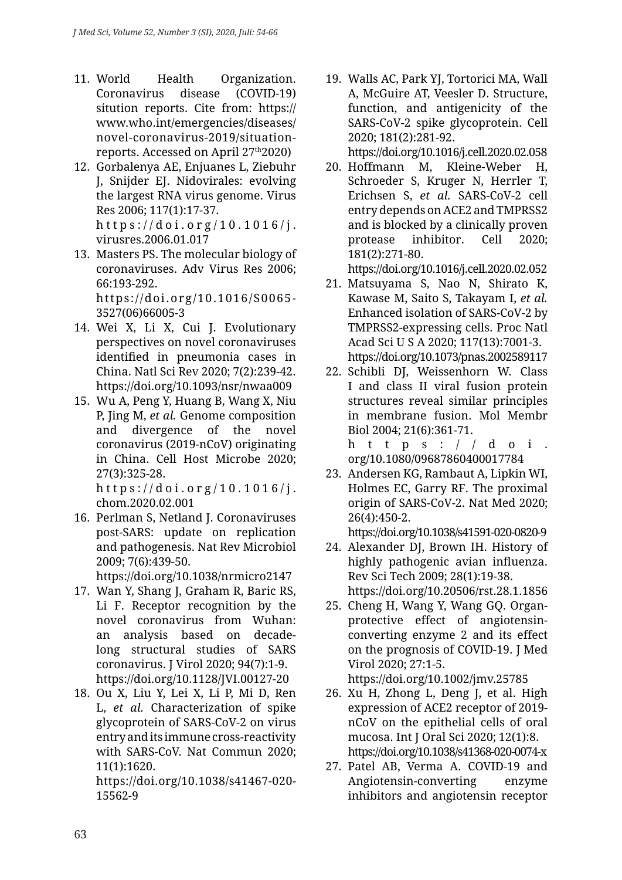11. World Health Organization. Coronavirus disease (COVID-19) situtION reports. Cite from: https://www.who.int/emergencies/diseases/novel-coronavirus-2019/situation-reports. Accessed on April 27th2020)
12. Gorbalenya AE, Enjuanes L, Ziebuhr J, Snijder EJ. Nidovirales: evolving the largest RNA virus genome. Virus Res 2006; 117(1):17-37. https://doi.org/10.1016/j.virusres.2006.01.017
13. Masters PS. The molecular biology of coronaviruses. Adv Virus Res 2006; 66:193-292. https://doi.org/10.1016/S0065-3527(06)66005-3
14. Wei X, Li X, Cui J. Evolutionary perspectives on novel coronaviruses identified in pneumonia cases in China. Natl Sci Rev 2020; 7(2):239-42. https://doi.org/10.1093/nsr/nwaa009
15. Wu A, Peng Y, Huang B, Wang X, Niu P, Jing M, *et al.* Genome composition and divergence of the novel coronavirus (2019-nCoV) originating in China. Cell Host Microbe 2020; 27(3):325-28. https://doi.org/10.1016/j.chom.2020.02.001
16. Perlman S, Netland J. Coronaviruses post-SARS: update on replication and pathogenesis. Nat Rev Microbiol 2009; 7(6):439-50. https://doi.org/10.1038/nrmicro2147
17. Wan Y, Shang J, Graham R, Baric RS, Li F. Receptor recognition by the novel coronavirus from Wuhan: an analysis based on decade-long structural studies of SARS coronavirus. J Virol 2020; 94(7):1-9. https://doi.org/10.1128/JVI.00127-20
18. Ou X, Liu Y, Lei X, Li P, Mi D, Ren L, *et al.* Characterization of spike glycoprotein of SARS-CoV-2 on virus entry and its immune cross-reactivity with SARS-CoV. Nat Commun 2020; 11(1):1620. https://doi.org/10.1038/s41467-020-15562-9
19. Walls AC, Park YJ, Tortorici MA, Wall A, McGuire AT, Veesler D. Structure, function, and antigenicity of the SARS-CoV-2 spike glycoprotein. Cell 2020; 181(2):281-92. https://doi.org/10.1016/j.cell.2020.02.058
20. Hoffmann M, Kleine-Weber H, Schroeder S, Kruger N, Herrler T, Erichsen S, *et al.* SARS-CoV-2 cell entry depends on ACE2 and TMPRSS2 and is blocked by a clinically proven protease inhibitor. Cell 2020; 181(2):271-80. https://doi.org/10.1016/j.cell.2020.02.052
21. Matsuyama S, Nao N, Shirato K, Kawase M, Saito S, Takayam I, *et al.* Enhanced isolation of SARS-CoV-2 by TMPRSS2-expressing cells. Proc Natl Acad Sci U S A 2020; 117(13):7001-3. https://doi.org/10.1073/pnas.2002589117
22. Schibli DJ, Weissenhorn W. Class I and class II viral fusion protein structures reveal similar principles in membrane fusion. Mol Membr Biol 2004; 21(6):361-71. https://doi.org/10.1080/09687860400017784
23. Andersen KG, Rambaut A, Lipkin WI, Holmes EC, Garry RF. The proximal origin of SARS-CoV-2. Nat Med 2020; 26(4):450-2. https://doi.org/10.1038/s41591-020-0820-9
24. Alexander DJ, Brown IH. History of highly pathogenic avian influenza. Rev Sci Tech 2009; 28(1):19-38. https://doi.org/10.20506/rst.28.1.1856
25. Cheng H, Wang Y, Wang GQ. Organ-protective effect of angiotensin-converting enzyme 2 and its effect on the prognosis of COVID-19. J Med Virol 2020; 27:1-5. https://doi.org/10.1002/jmv.25785
26. Xu H, Zhong L, Deng J, et al. High expression of ACE2 receptor of 2019-nCoV on the epithelial cells of oral mucosa. Int J Oral Sci 2020; 12(1):8. https://doi.org/10.1038/s41368-020-0074-x
27. Patel AB, Verma A. COVID-19 and Angiotensin-converting enzyme inhibitors and angiotensin receptor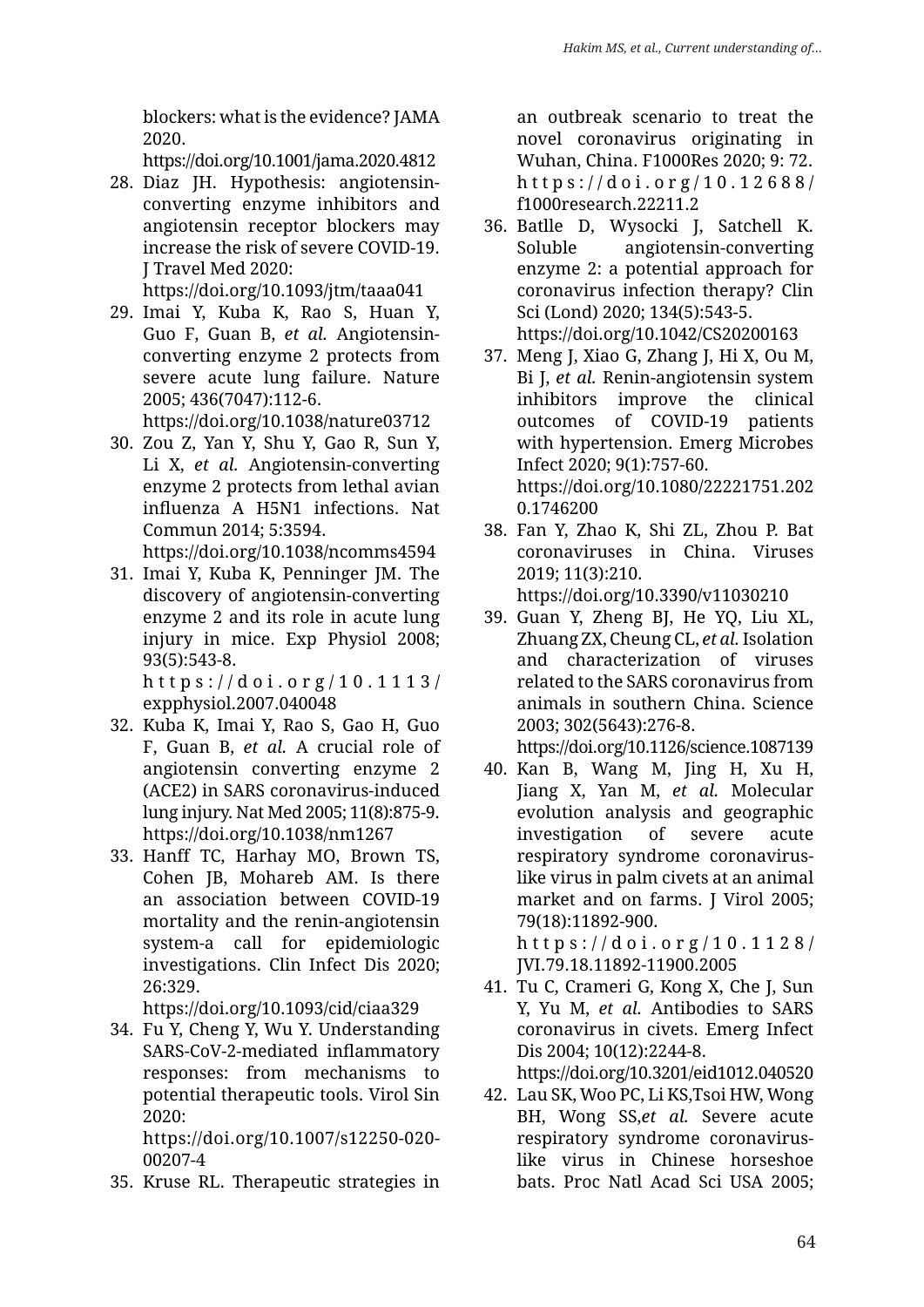blockers: what is the evidence? JAMA 2020. https://doi.org/10.1001/jama.2020.4812

28. Diaz JH. Hypothesis: angiotensin-converting enzyme inhibitors and angiotensin receptor blockers may increase the risk of severe COVID-19. J Travel Med 2020: https://doi.org/10.1093/jtm/taaa041
29. Imai Y, Kuba K, Rao S, Huan Y, Guo F, Guan B, *et al.* Angiotensin-converting enzyme 2 protects from severe acute lung failure. Nature 2005; 436(7047):112-6. https://doi.org/10.1038/nature03712
30. Zou Z, Yan Y, Shu Y, Gao R, Sun Y, Li X, *et al.* Angiotensin-converting enzyme 2 protects from lethal avian influenza A H5N1 infections. Nat Commun 2014; 5:3594. https://doi.org/10.1038/ncomms4594
31. Imai Y, Kuba K, Penninger JM. The discovery of angiotensin-converting enzyme 2 and its role in acute lung injury in mice. Exp Physiol 2008; 93(5):543-8. https://doi.org/10.1113/expphysiol.2007.040048
32. Kuba K, Imai Y, Rao S, Gao H, Guo F, Guan B, *et al.* A crucial role of angiotensin converting enzyme 2 (ACE2) in SARS coronavirus-induced lung injury. Nat Med 2005; 11(8):875-9. https://doi.org/10.1038/nm1267
33. Hanff TC, Harhay MO, Brown TS, Cohen JB, Mohareb AM. Is there an association between COVID-19 mortality and the renin-angiotensin system-a call for epidemiologic investigations. Clin Infect Dis 2020; 26:329. https://doi.org/10.1093/cid/ciaa329
34. Fu Y, Cheng Y, Wu Y. Understanding SARS-CoV-2-mediated inflammatory responses: from mechanisms to potential therapeutic tools. Virol Sin 2020: https://doi.org/10.1007/s12250-020-00207-4
35. Kruse RL. Therapeutic strategies in an outbreak scenario to treat the novel coronavirus originating in Wuhan, China. F1000Res 2020; 9: 72. https://doi.org/10.12688/f1000research.22211.2
36. Batlle D, Wysocki J, Satchell K. Soluble angiotensin-converting enzyme 2: a potential approach for coronavirus infection therapy? Clin Sci (Lond) 2020; 134(5):543-5. https://doi.org/10.1042/CS20200163
37. Meng J, Xiao G, Zhang J, Hi X, Ou M, Bi J, *et al.* Renin-angiotensin system inhibitors improve the clinical outcomes of COVID-19 patients with hypertension. Emerg Microbes Infect 2020; 9(1):757-60. https://doi.org/10.1080/22221751.2020.1746200
38. Fan Y, Zhao K, Shi ZL, Zhou P. Bat coronaviruses in China. Viruses 2019; 11(3):210. https://doi.org/10.3390/v11030210
39. Guan Y, Zheng BJ, He YQ, Liu XL, Zhuang ZX, Cheung CL, *et al.* Isolation and characterization of viruses related to the SARS coronavirus from animals in southern China. Science 2003; 302(5643):276-8. https://doi.org/10.1126/science.1087139
40. Kan B, Wang M, Jing H, Xu H, Jiang X, Yan M, *et al.* Molecular evolution analysis and geographic investigation of severe acute respiratory syndrome coronavirus-like virus in palm civets at an animal market and on farms. J Virol 2005; 79(18):11892-900. https://doi.org/10.1128/JVI.79.18.11892-11900.2005
41. Tu C, Crameri G, Kong X, Che J, Sun Y, Yu M, *et al.* Antibodies to SARS coronavirus in civets. Emerg Infect Dis 2004; 10(12):2244-8. https://doi.org/10.3201/eid1012.040520
42. Lau SK, Woo PC, Li KS,Tsoi HW, Wong BH, Wong SS,*et al.* Severe acute respiratory syndrome coronavirus-like virus in Chinese horseshoe bats. Proc Natl Acad Sci USA 2005;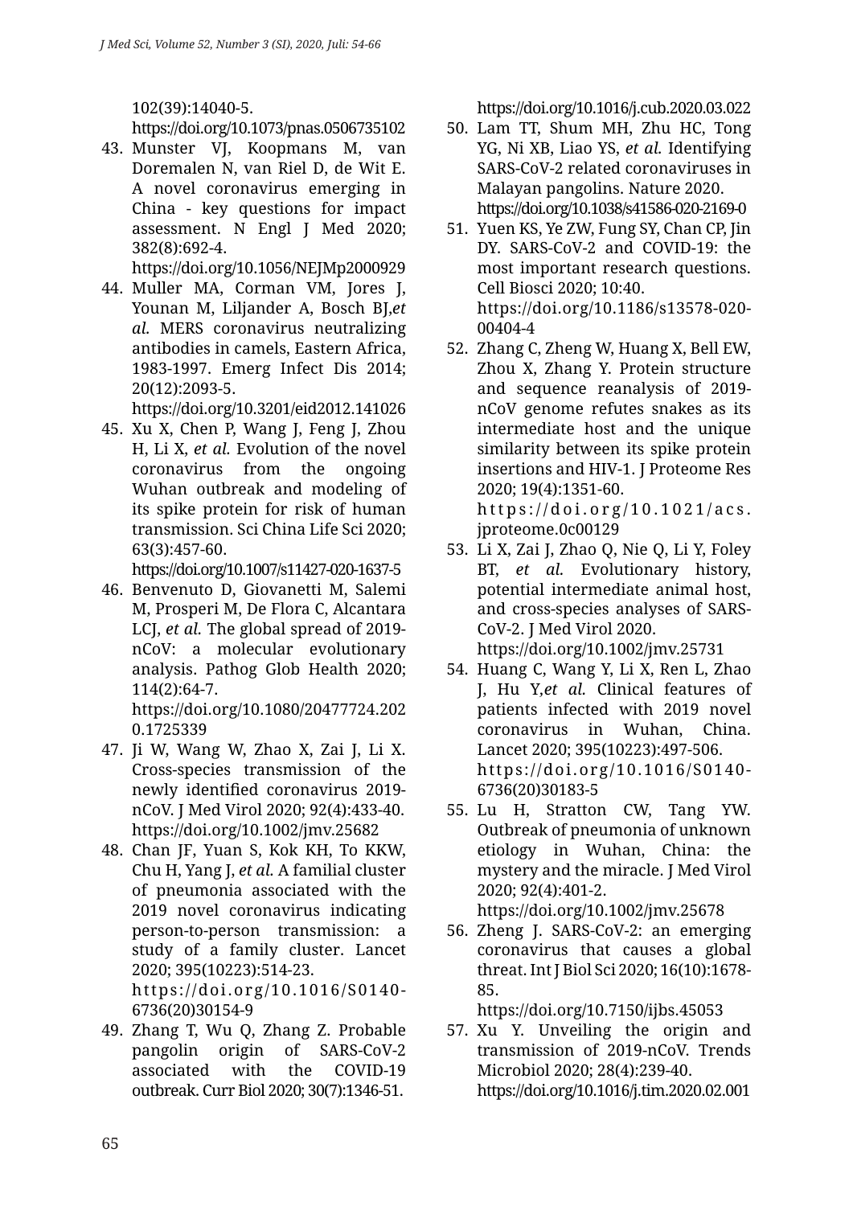102(39):14040-5. https://doi.org/10.1073/pnas.0506735102

43. Munster VJ, Koopmans M, van Doremalen N, van Riel D, de Wit E. A novel coronavirus emerging in China - key questions for impact assessment. N Engl J Med 2020; 382(8):692-4. https://doi.org/10.1056/NEJMp2000929
44. Muller MA, Corman VM, Jores J, Younan M, Liljander A, Bosch BJ,*et al.* MERS coronavirus neutralizing antibodies in camels, Eastern Africa, 1983-1997. Emerg Infect Dis 2014; 20(12):2093-5. https://doi.org/10.3201/eid2012.141026
45. Xu X, Chen P, Wang J, Feng J, Zhou H, Li X, *et al.* Evolution of the novel coronavirus from the ongoing Wuhan outbreak and modeling of its spike protein for risk of human transmission. Sci China Life Sci 2020; 63(3):457-60. https://doi.org/10.1007/s11427-020-1637-5
46. Benvenuto D, Giovanetti M, Salemi M, Prosperi M, De Flora C, Alcantara LCJ, *et al.* The global spread of 2019-nCoV: a molecular evolutionary analysis. Pathog Glob Health 2020; 114(2):64-7. https://doi.org/10.1080/20477724.2020.1725339
47. Ji W, Wang W, Zhao X, Zai J, Li X. Cross-species transmission of the newly identified coronavirus 2019-nCoV. J Med Virol 2020; 92(4):433-40. https://doi.org/10.1002/jmv.25682
48. Chan JF, Yuan S, Kok KH, To KKW, Chu H, Yang J, *et al.* A familial cluster of pneumonia associated with the 2019 novel coronavirus indicating person-to-person transmission: a study of a family cluster. Lancet 2020; 395(10223):514-23. https://doi.org/10.1016/S0140-6736(20)30154-9
49. Zhang T, Wu Q, Zhang Z. Probable pangolin origin of SARS-CoV-2 associated with the COVID-19 outbreak. Curr Biol 2020; 30(7):1346-51. https://doi.org/10.1016/j.cub.2020.03.022
50. Lam TT, Shum MH, Zhu HC, Tong YG, Ni XB, Liao YS, *et al.* Identifying SARS-CoV-2 related coronaviruses in Malayan pangolins. Nature 2020. https://doi.org/10.1038/s41586-020-2169-0
51. Yuen KS, Ye ZW, Fung SY, Chan CP, Jin DY. SARS-CoV-2 and COVID-19: the most important research questions. Cell Biosci 2020; 10:40. https://doi.org/10.1186/s13578-020-00404-4
52. Zhang C, Zheng W, Huang X, Bell EW, Zhou X, Zhang Y. Protein structure and sequence reanalysis of 2019-nCoV genome refutes snakes as its intermediate host and the unique similarity between its spike protein insertions and HIV-1. J Proteome Res 2020; 19(4):1351-60. https://doi.org/10.1021/acs.jproteome.0c00129
53. Li X, Zai J, Zhao Q, Nie Q, Li Y, Foley BT, *et al.* Evolutionary history, potential intermediate animal host, and cross-species analyses of SARS-CoV-2. J Med Virol 2020. https://doi.org/10.1002/jmv.25731
54. Huang C, Wang Y, Li X, Ren L, Zhao J, Hu Y,*et al.* Clinical features of patients infected with 2019 novel coronavirus in Wuhan, China. Lancet 2020; 395(10223):497-506. https://doi.org/10.1016/S0140-6736(20)30183-5
55. Lu H, Stratton CW, Tang YW. Outbreak of pneumonia of unknown etiology in Wuhan, China: the mystery and the miracle. J Med Virol 2020; 92(4):401-2. https://doi.org/10.1002/jmv.25678
56. Zheng J. SARS-CoV-2: an emerging coronavirus that causes a global threat. Int J Biol Sci 2020; 16(10):1678-85. https://doi.org/10.7150/ijbs.45053
57. Xu Y. Unveiling the origin and transmission of 2019-nCoV. Trends Microbiol 2020; 28(4):239-40. https://doi.org/10.1016/j.tim.2020.02.001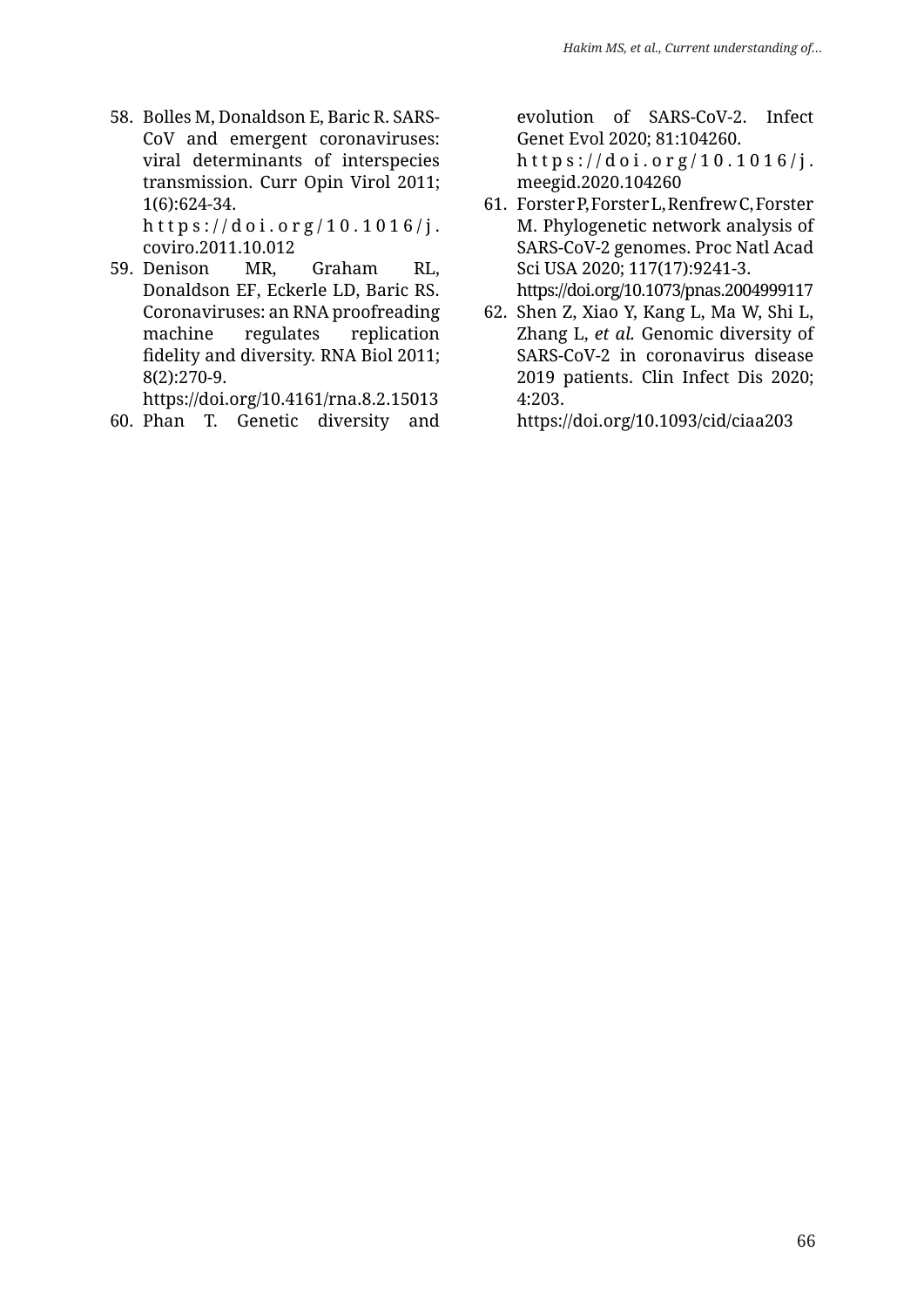58. Bolles M, Donaldson E, Baric R. SARS-CoV and emergent coronaviruses: viral determinants of interspecies transmission. Curr Opin Virol 2011; 1(6):624-34.
    https://doi.org/10.1016/j.coviro.2011.10.012
59. Denison MR, Graham RL, Donaldson EF, Eckerle LD, Baric RS. Coronaviruses: an RNA proofreading machine regulates replication fidelity and diversity. RNA Biol 2011; 8(2):270-9.
    https://doi.org/10.4161/rna.8.2.15013
60. Phan T. Genetic diversity and evolution of SARS-CoV-2. Infect Genet Evol 2020; 81:104260.
    https://doi.org/10.1016/j.meegid.2020.104260
61. Forster P, Forster L, Renfrew C, Forster M. Phylogenetic network analysis of SARS-CoV-2 genomes. Proc Natl Acad Sci USA 2020; 117(17):9241-3.
    https://doi.org/10.1073/pnas.2004999117
62. Shen Z, Xiao Y, Kang L, Ma W, Shi L, Zhang L, *et al.* Genomic diversity of SARS-CoV-2 in coronavirus disease 2019 patients. Clin Infect Dis 2020; 4:203.
    https://doi.org/10.1093/cid/ciaa203